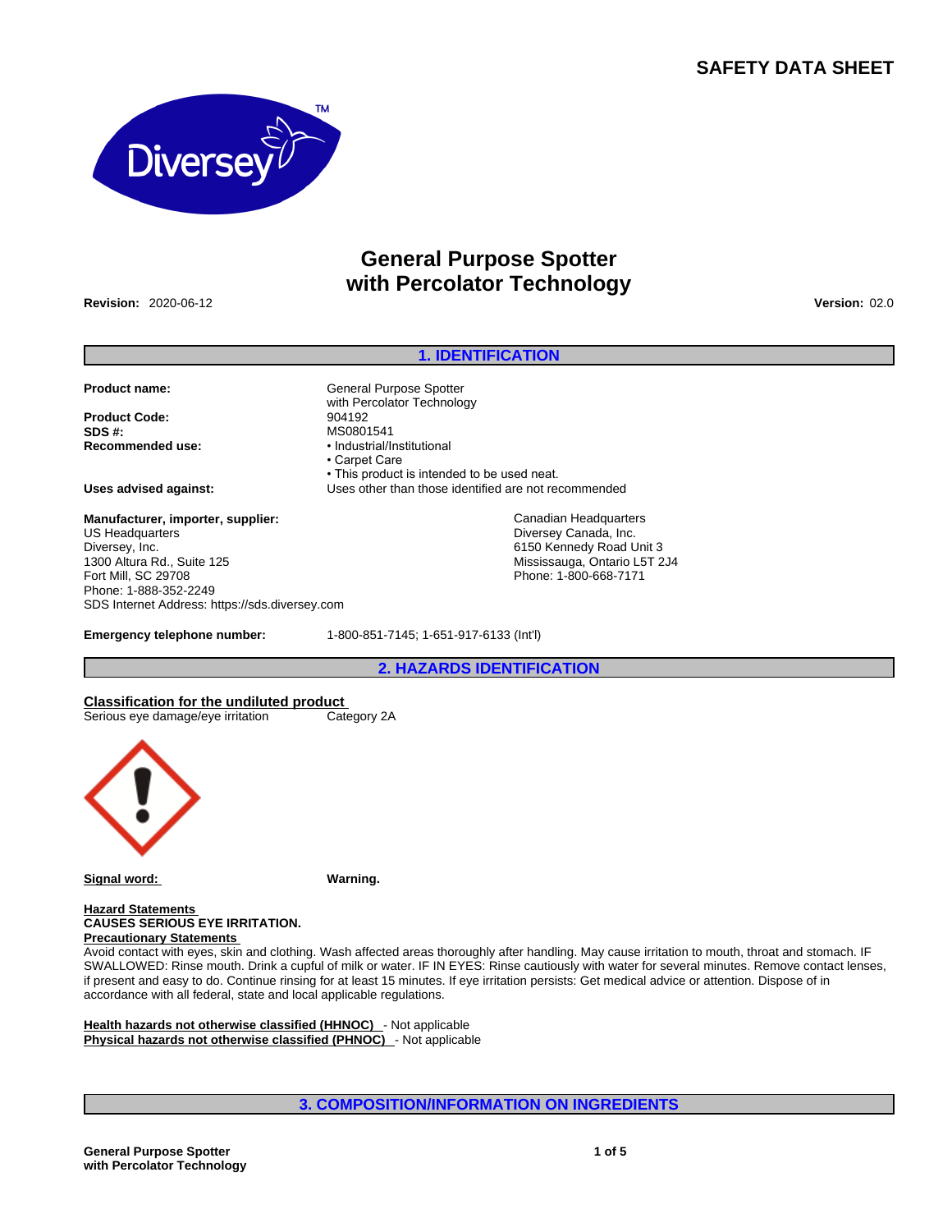SAFETY DATA SHEET

# General Purpose Spotter with Percolator Technology

**Revision:** 2020-06-12

**Version:** 02.0

## 1. IDENTIFICATION

**Product name:** General Purpose Spotter with Percolator Technology

**Product Code:** 904192

**SDS #:** MS0801541

**Recommended use:**
- Industrial/Institutional
- Carpet Care
- This product is intended to be used neat.

**Uses advised against:** Uses other than those identified are not recommended

**Manufacturer, importer, supplier:**

US Headquarters
Diversey, Inc.
1300 Altura Rd., Suite 125
Fort Mill, SC 29708
Phone: 1-888-352-2249
SDS Internet Address: https://sds.diversey.com

Canadian Headquarters
Diversey Canada, Inc.
6150 Kennedy Road Unit 3
Mississauga, Ontario L5T 2J4
Phone: 1-800-668-7171

**Emergency telephone number:** 1-800-851-7145; 1-651-917-6133 (Int'l)

## 2. HAZARDS IDENTIFICATION

**Classification for the undiluted product**

Serious eye damage/eye irritation    Category 2A

**Signal word:** **Warning.**

**Hazard Statements**

**CAUSES SERIOUS EYE IRRITATION.**

**Precautionary Statements**

Avoid contact with eyes, skin and clothing. Wash affected areas thoroughly after handling. May cause irritation to mouth, throat and stomach. IF SWALLOWED: Rinse mouth. Drink a cupful of milk or water. IF IN EYES: Rinse cautiously with water for several minutes. Remove contact lenses, if present and easy to do. Continue rinsing for at least 15 minutes. If eye irritation persists: Get medical advice or attention. Dispose of in accordance with all federal, state and local applicable regulations.

**Health hazards not otherwise classified (HHNOC)** - Not applicable

**Physical hazards not otherwise classified (PHNOC)** - Not applicable

## 3. COMPOSITION/INFORMATION ON INGREDIENTS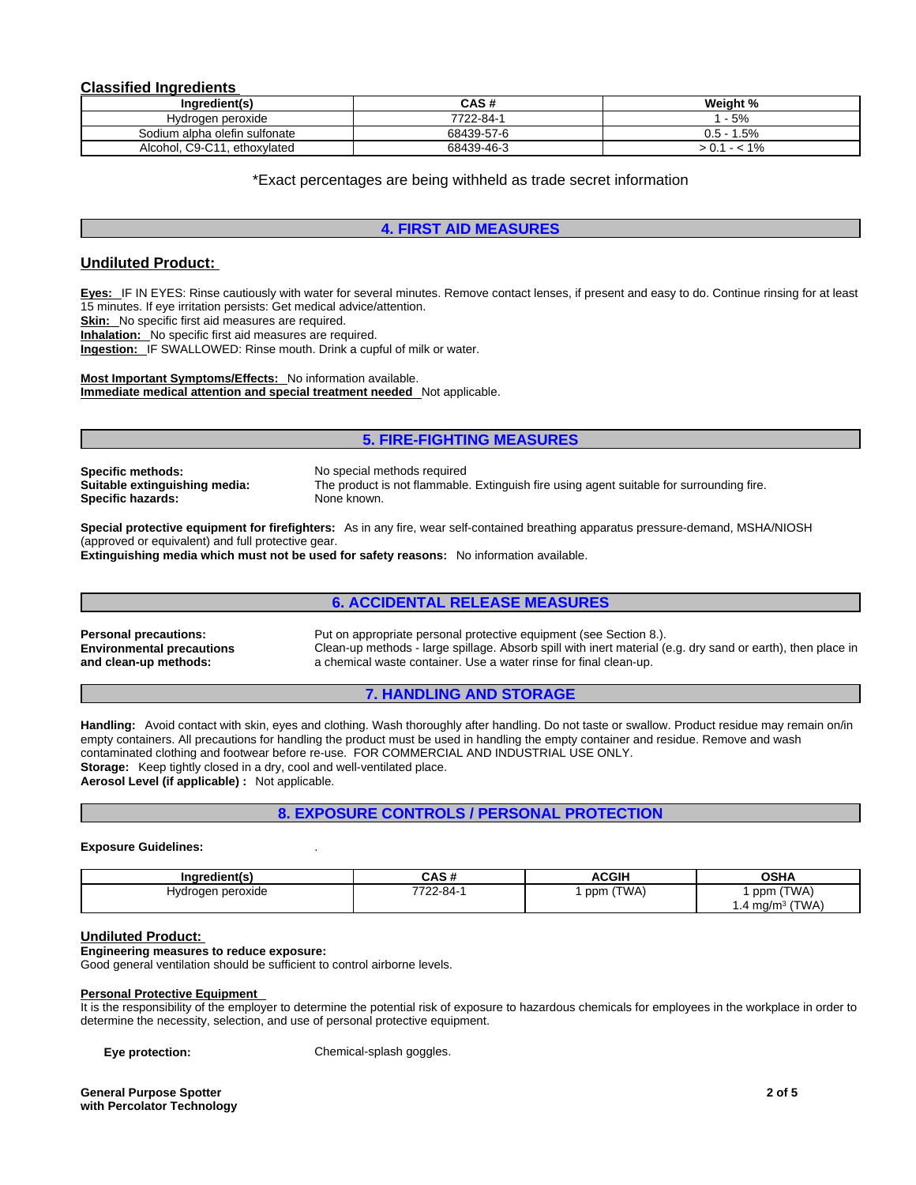## Classified Ingredients

| Ingredient(s) | CAS # | Weight % |
|---|---|---|
| Hydrogen peroxide | 7722-84-1 | 1 - 5% |
| Sodium alpha olefin sulfonate | 68439-57-6 | 0.5 - 1.5% |
| Alcohol, C9-C11, ethoxylated | 68439-46-3 | > 0.1 - < 1% |

*Exact percentages are being withheld as trade secret information

## 4. FIRST AID MEASURES

### Undiluted Product:

**Eyes:** IF IN EYES: Rinse cautiously with water for several minutes. Remove contact lenses, if present and easy to do. Continue rinsing for at least 15 minutes. If eye irritation persists: Get medical advice/attention.
**Skin:** No specific first aid measures are required.
**Inhalation:** No specific first aid measures are required.
**Ingestion:** IF SWALLOWED: Rinse mouth. Drink a cupful of milk or water.

**Most Important Symptoms/Effects:** No information available.
**Immediate medical attention and special treatment needed** Not applicable.

## 5. FIRE-FIGHTING MEASURES

**Specific methods:** No special methods required
**Suitable extinguishing media:** The product is not flammable. Extinguish fire using agent suitable for surrounding fire.
**Specific hazards:** None known.

**Special protective equipment for firefighters:** As in any fire, wear self-contained breathing apparatus pressure-demand, MSHA/NIOSH (approved or equivalent) and full protective gear.
**Extinguishing media which must not be used for safety reasons:** No information available.

## 6. ACCIDENTAL RELEASE MEASURES

**Personal precautions:** Put on appropriate personal protective equipment (see Section 8.).
**Environmental precautions and clean-up methods:** Clean-up methods - large spillage. Absorb spill with inert material (e.g. dry sand or earth), then place in a chemical waste container. Use a water rinse for final clean-up.

## 7. HANDLING AND STORAGE

**Handling:** Avoid contact with skin, eyes and clothing. Wash thoroughly after handling. Do not taste or swallow. Product residue may remain on/in empty containers. All precautions for handling the product must be used in handling the empty container and residue. Remove and wash contaminated clothing and footwear before re-use. FOR COMMERCIAL AND INDUSTRIAL USE ONLY.
**Storage:** Keep tightly closed in a dry, cool and well-ventilated place.
**Aerosol Level (if applicable) :** Not applicable.

## 8. EXPOSURE CONTROLS / PERSONAL PROTECTION

**Exposure Guidelines:** .

| Ingredient(s) | CAS # | ACGIH | OSHA |
|---|---|---|---|
| Hydrogen peroxide | 7722-84-1 | 1 ppm (TWA) | 1 ppm (TWA)<br>1.4 mg/m³ (TWA) |

### Undiluted Product:

**Engineering measures to reduce exposure:**
Good general ventilation should be sufficient to control airborne levels.

**Personal Protective Equipment**
It is the responsibility of the employer to determine the potential risk of exposure to hazardous chemicals for employees in the workplace in order to determine the necessity, selection, and use of personal protective equipment.

**Eye protection:** Chemical-splash goggles.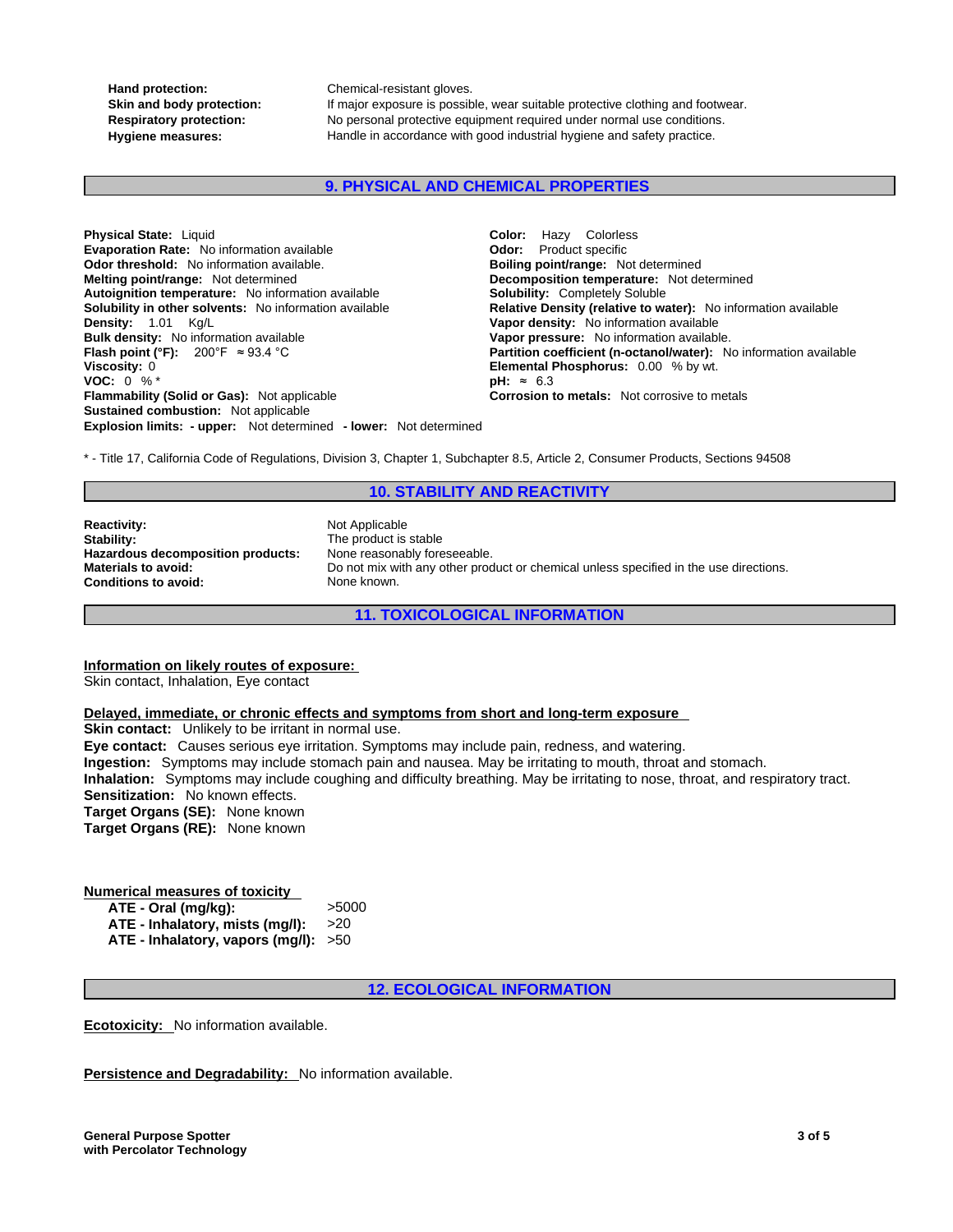**Hand protection:** Chemical-resistant gloves.
**Skin and body protection:** If major exposure is possible, wear suitable protective clothing and footwear.
**Respiratory protection:** No personal protective equipment required under normal use conditions.
**Hygiene measures:** Handle in accordance with good industrial hygiene and safety practice.

## 9. PHYSICAL AND CHEMICAL PROPERTIES

**Physical State:** Liquid
**Evaporation Rate:** No information available
**Odor threshold:** No information available.
**Melting point/range:** Not determined
**Autoignition temperature:** No information available
**Solubility in other solvents:** No information available
**Density:** 1.01 Kg/L
**Bulk density:** No information available
**Flash point (°F):** 200°F ≈ 93.4 °C
**Viscosity:** 0
**VOC:** 0 % *
**Flammability (Solid or Gas):** Not applicable
**Sustained combustion:** Not applicable
**Explosion limits: - upper:** Not determined **- lower:** Not determined

**Color:** Hazy Colorless
**Odor:** Product specific
**Boiling point/range:** Not determined
**Decomposition temperature:** Not determined
**Solubility:** Completely Soluble
**Relative Density (relative to water):** No information available
**Vapor density:** No information available
**Vapor pressure:** No information available.
**Partition coefficient (n-octanol/water):** No information available
**Elemental Phosphorus:** 0.00 % by wt.
**pH:** ≈ 6.3
**Corrosion to metals:** Not corrosive to metals

* - Title 17, California Code of Regulations, Division 3, Chapter 1, Subchapter 8.5, Article 2, Consumer Products, Sections 94508

## 10. STABILITY AND REACTIVITY

**Reactivity:** Not Applicable
**Stability:** The product is stable
**Hazardous decomposition products:** None reasonably foreseeable.
**Materials to avoid:** Do not mix with any other product or chemical unless specified in the use directions.
**Conditions to avoid:** None known.

## 11. TOXICOLOGICAL INFORMATION

**Information on likely routes of exposure:**
Skin contact, Inhalation, Eye contact

**Delayed, immediate, or chronic effects and symptoms from short and long-term exposure**
**Skin contact:** Unlikely to be irritant in normal use.
**Eye contact:** Causes serious eye irritation. Symptoms may include pain, redness, and watering.
**Ingestion:** Symptoms may include stomach pain and nausea. May be irritating to mouth, throat and stomach.
**Inhalation:** Symptoms may include coughing and difficulty breathing. May be irritating to nose, throat, and respiratory tract.
**Sensitization:** No known effects.
**Target Organs (SE):** None known
**Target Organs (RE):** None known

**Numerical measures of toxicity**

| | |
|---|---|
| **ATE - Oral (mg/kg):** | >5000 |
| **ATE - Inhalatory, mists (mg/l):** | >20 |
| **ATE - Inhalatory, vapors (mg/l):** | >50 |

## 12. ECOLOGICAL INFORMATION

**Ecotoxicity:** No information available.

**Persistence and Degradability:** No information available.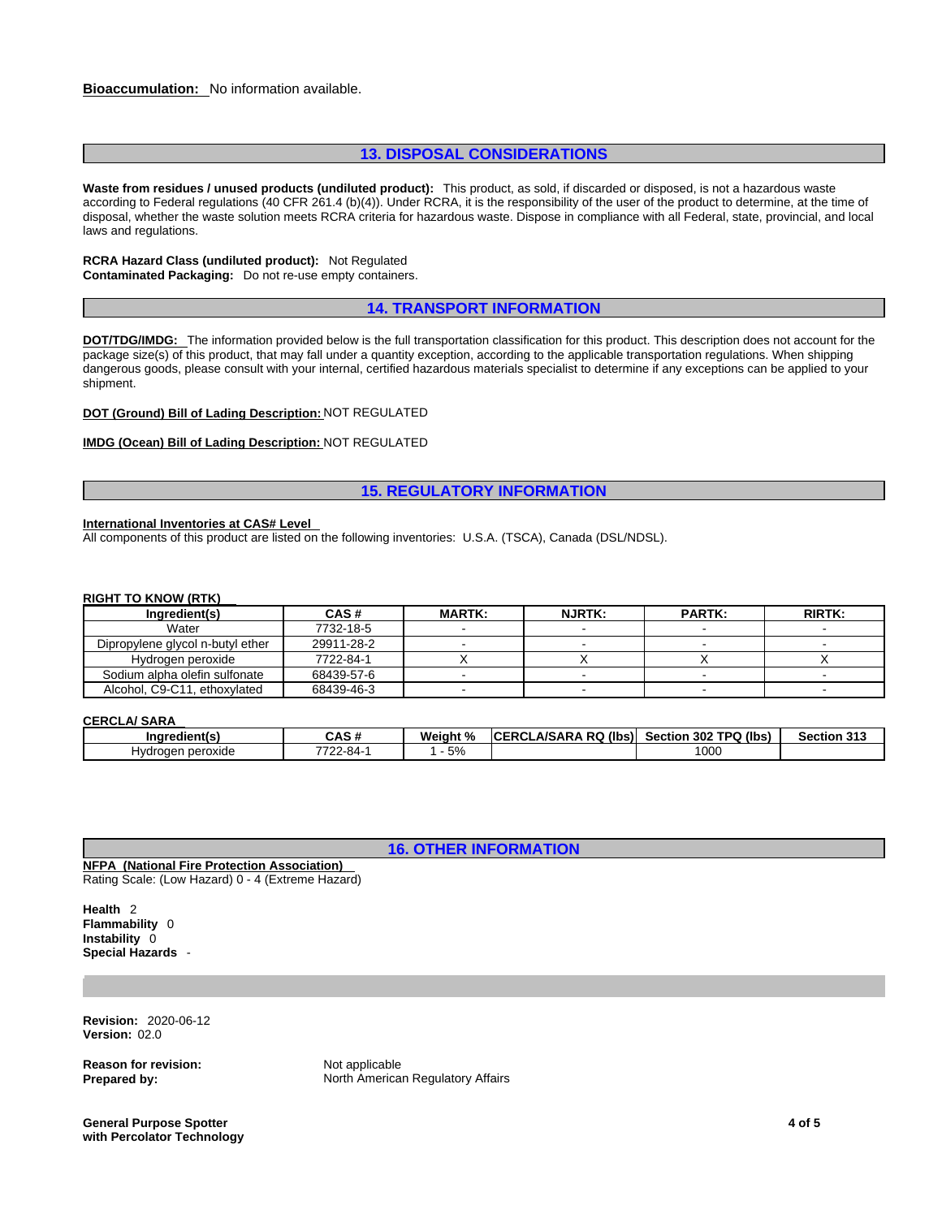**Bioaccumulation:** No information available.

## 13. DISPOSAL CONSIDERATIONS

**Waste from residues / unused products (undiluted product):** This product, as sold, if discarded or disposed, is not a hazardous waste according to Federal regulations (40 CFR 261.4 (b)(4)). Under RCRA, it is the responsibility of the user of the product to determine, at the time of disposal, whether the waste solution meets RCRA criteria for hazardous waste. Dispose in compliance with all Federal, state, provincial, and local laws and regulations.

**RCRA Hazard Class (undiluted product):** Not Regulated
**Contaminated Packaging:** Do not re-use empty containers.

## 14. TRANSPORT INFORMATION

**DOT/TDG/IMDG:** The information provided below is the full transportation classification for this product. This description does not account for the package size(s) of this product, that may fall under a quantity exception, according to the applicable transportation regulations. When shipping dangerous goods, please consult with your internal, certified hazardous materials specialist to determine if any exceptions can be applied to your shipment.

**DOT (Ground) Bill of Lading Description:** NOT REGULATED

**IMDG (Ocean) Bill of Lading Description:** NOT REGULATED

## 15. REGULATORY INFORMATION

**International Inventories at CAS# Level**
All components of this product are listed on the following inventories: U.S.A. (TSCA), Canada (DSL/NDSL).

**RIGHT TO KNOW (RTK)**

| Ingredient(s) | CAS # | MARTK: | NJRTK: | PARTK: | RIRTK: |
|---|---|---|---|---|---|
| Water | 7732-18-5 | - | - | - | - |
| Dipropylene glycol n-butyl ether | 29911-28-2 | - | - | - | - |
| Hydrogen peroxide | 7722-84-1 | X | X | X | X |
| Sodium alpha olefin sulfonate | 68439-57-6 | - | - | - | - |
| Alcohol, C9-C11, ethoxylated | 68439-46-3 | - | - | - | - |

**CERCLA/ SARA**

| Ingredient(s) | CAS # | Weight % | CERCLA/SARA RQ (lbs) | Section 302 TPQ (lbs) | Section 313 |
|---|---|---|---|---|---|
| Hydrogen peroxide | 7722-84-1 | 1 - 5% | | 1000 | |

## 16. OTHER INFORMATION

**NFPA (National Fire Protection Association)**
Rating Scale: (Low Hazard) 0 - 4 (Extreme Hazard)

**Health** 2
**Flammability** 0
**Instability** 0
**Special Hazards** -

**Revision:** 2020-06-12
**Version:** 02.0

**Reason for revision:** Not applicable
**Prepared by:** North American Regulatory Affairs

**General Purpose Spotter with Percolator Technology**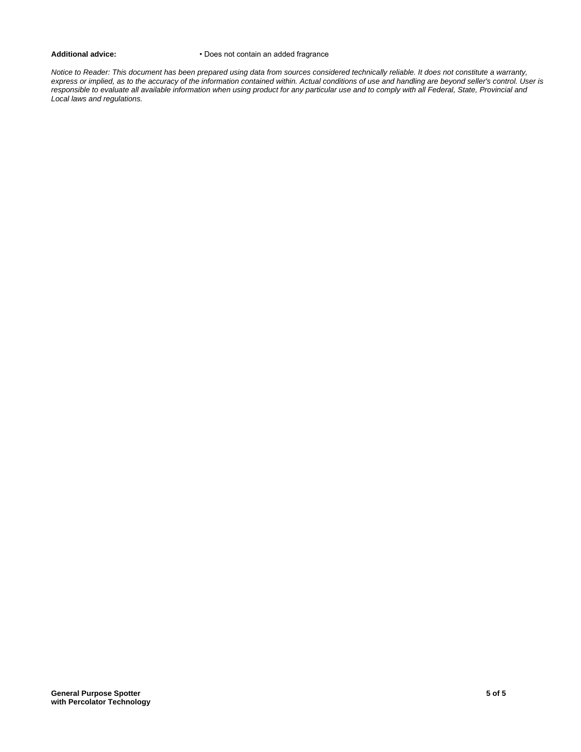**Additional advice:** • Does not contain an added fragrance

*Notice to Reader: This document has been prepared using data from sources considered technically reliable. It does not constitute a warranty, express or implied, as to the accuracy of the information contained within. Actual conditions of use and handling are beyond seller's control. User is responsible to evaluate all available information when using product for any particular use and to comply with all Federal, State, Provincial and Local laws and regulations.*